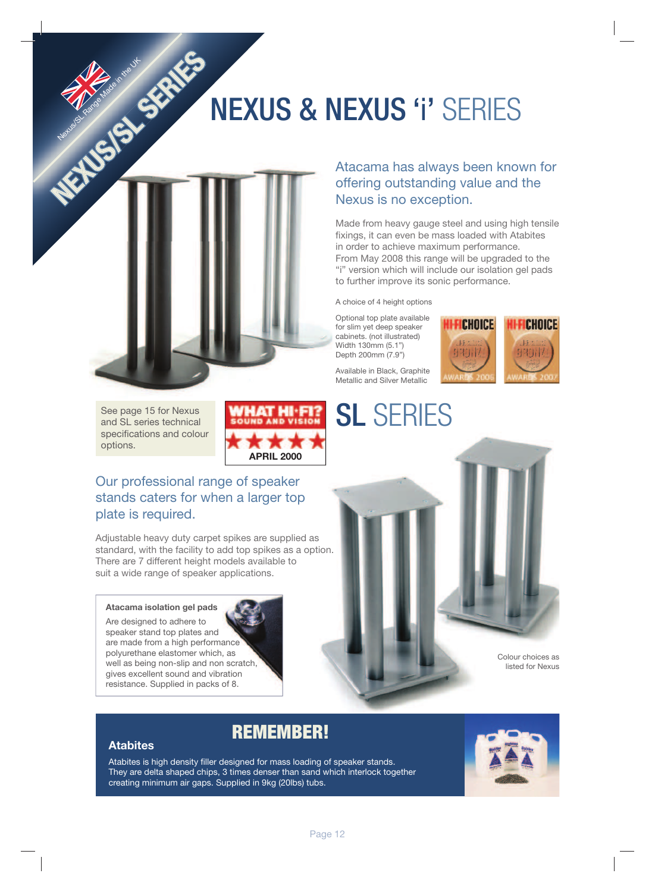NEXUS/SL SERIES

Nexus/SL Range Made in the UK

# NEXUS & NEXUS 'i' SERIES

## Atacama has always been known for offering outstanding value and the Nexus is no exception.

Made from heavy gauge steel and using high tensile fixings, it can even be mass loaded with Atabites in order to achieve maximum performance.
From May 2008 this range will be upgraded to the "i" version which will include our isolation gel pads to further improve its sonic performance.

A choice of 4 height options

Optional top plate available for slim yet deep speaker cabinets. (not illustrated)
Width 130mm (5.1")
Depth 200mm (7.9")

Available in Black, Graphite Metallic and Silver Metallic

HI-FI CHOICE BRONZE AWARDS 2006

HI-FI CHOICE BRONZE AWARDS 2007

See page 15 for Nexus and SL series technical specifications and colour options.

WHAT HI-FI? SOUND AND VISION ★★★★★ APRIL 2000

# SL SERIES

## Our professional range of speaker stands caters for when a larger top plate is required.

Adjustable heavy duty carpet spikes are supplied as standard, with the facility to add top spikes as a option.
There are 7 different height models available to suit a wide range of speaker applications.

**Atacama isolation gel pads**

Are designed to adhere to speaker stand top plates and are made from a high performance polyurethane elastomer which, as well as being non-slip and non scratch, gives excellent sound and vibration resistance. Supplied in packs of 8.

Colour choices as listed for Nexus

## REMEMBER!

**Atabites**

Atabites is high density filler designed for mass loading of speaker stands. They are delta shaped chips, 3 times denser than sand which interlock together creating minimum air gaps. Supplied in 9kg (20lbs) tubs.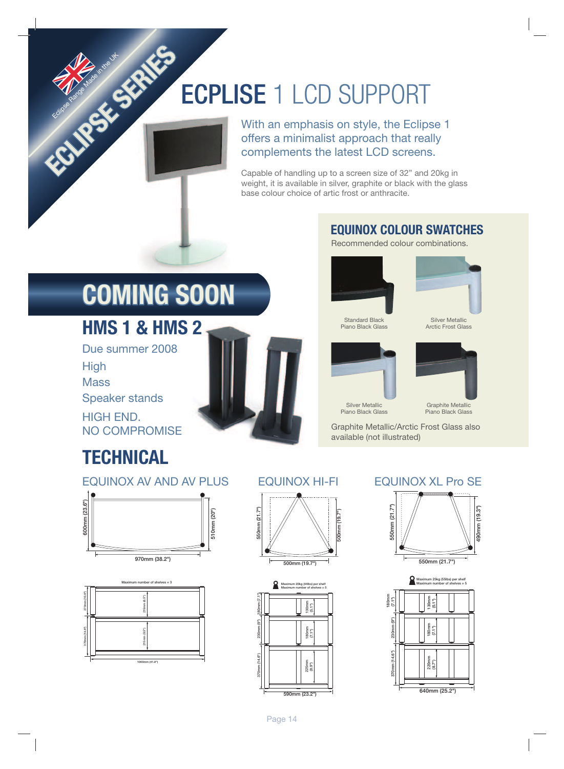ECLIPSE SERIES

Eclipse Range Made in the UK

# ECPLISE 1 LCD SUPPORT

With an emphasis on style, the Eclipse 1 offers a minimalist approach that really complements the latest LCD screens.

Capable of handling up to a screen size of 32" and 20kg in weight, it is available in silver, graphite or black with the glass base colour choice of artic frost or anthracite.

## EQUINOX COLOUR SWATCHES

Recommended colour combinations.

Standard Black
Piano Black Glass

Silver Metallic
Arctic Frost Glass

Silver Metallic
Piano Black Glass

Graphite Metallic
Piano Black Glass

Graphite Metallic/Arctic Frost Glass also available (not illustrated)

# COMING SOON

## HMS 1 & HMS 2

Due summer 2008

High
Mass
Speaker stands

HIGH END.
NO COMPROMISE

# TECHNICAL

### EQUINOX AV AND AV PLUS

600mm (23.6")
510mm (20")
970mm (38.2")

Maximum number of shelves = 3

270mm (10.6")
370mm (14.6")
210mm (8.3")
215mm (8.5")
1060mm (41.8")

### EQUINOX HI-FI

550mm (21.7")
500mm (19.7")
500mm (19.7")

Maximum 20kg (44lbs) per shelf
Maximum number of shelves = 5

180mm (7.1")
230mm (9")
370mm (14.6")
130mm (5.1")
180mm (7.1")
225mm (8.9")
590mm (23.2")

### EQUINOX XL Pro SE

550mm (21.7")
490mm (19.3")
550mm (21.7")

Maximum 25kg (55lbs) per shelf
Maximum number of shelves = 5

180mm (7.1")
230mm (9")
370mm (14.6")
130mm (5.1")
180mm (7.1")
220mm (8.7")
640mm (25.2")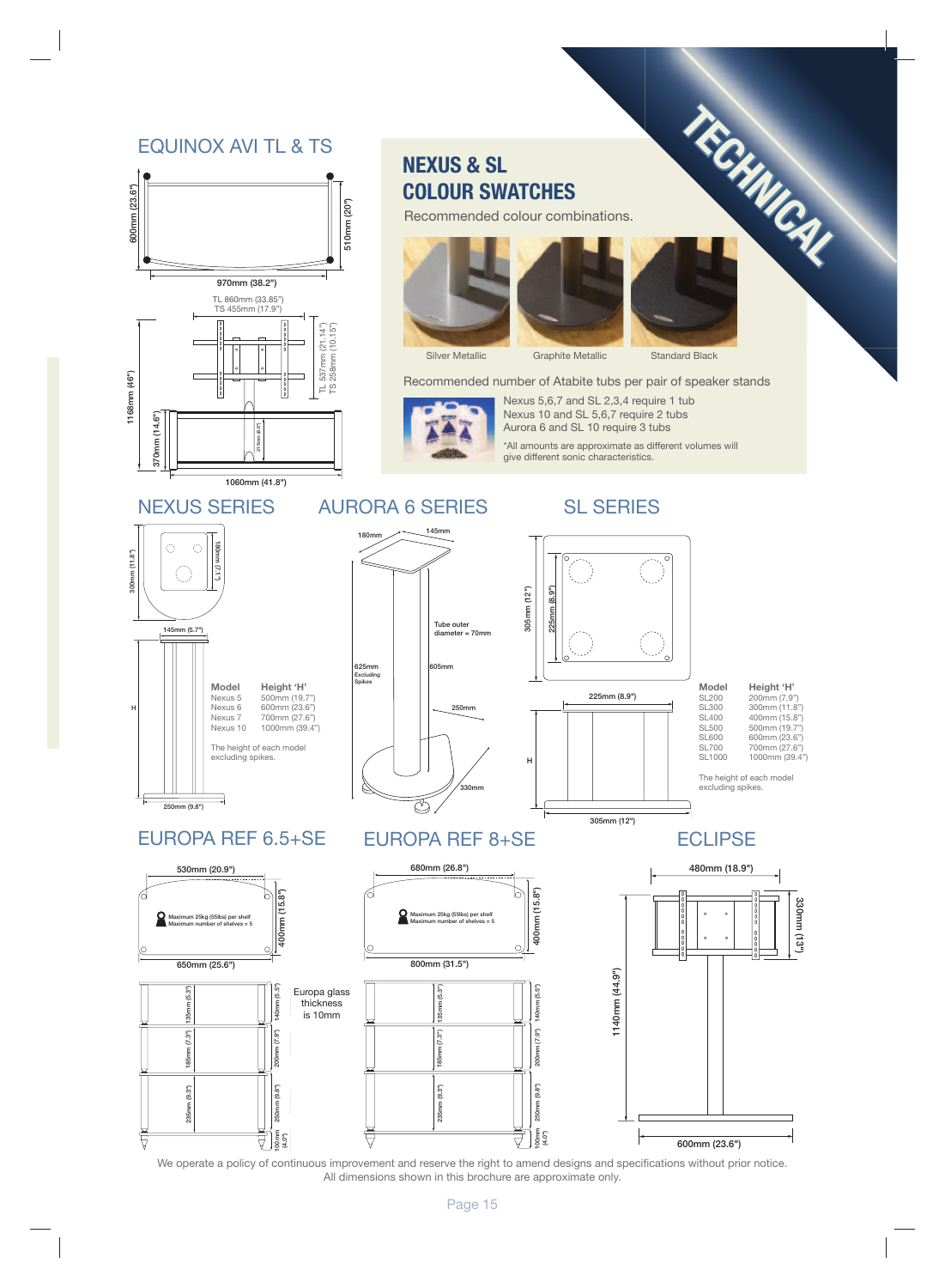TECHNICAL

## EQUINOX AVI TL & TS

600mm (23.6")
510mm (20")
970mm (38.2")
TL 860mm (33.85")
TS 455mm (17.9")
TL 537mm (21.14")
TS 258mm (10.15")
1168mm (46")
370mm (14.6")
215mm (8.5")
1060mm (41.8")

## NEXUS & SL COLOUR SWATCHES

Recommended colour combinations.

Silver Metallic | Graphite Metallic | Standard Black

Recommended number of Atabite tubs per pair of speaker stands

Nexus 5,6,7 and SL 2,3,4 require 1 tub
Nexus 10 and SL 5,6,7 require 2 tubs
Aurora 6 and SL 10 require 3 tubs

*All amounts are approximate as different volumes will give different sonic characteristics.

## NEXUS SERIES

300mm (11.8")
180mm (7.1")
145mm (5.7")
H
250mm (9.8")

| Model | Height 'H' |
|---|---|
| Nexus 5 | 500mm (19.7") |
| Nexus 6 | 600mm (23.6") |
| Nexus 7 | 700mm (27.6") |
| Nexus 10 | 1000mm (39.4") |

The height of each model excluding spikes.

## AURORA 6 SERIES

180mm
145mm
Tube outer diameter = 70mm
625mm Excluding Spikes
605mm
250mm
330mm

## SL SERIES

305mm (12")
225mm (8.9")
225mm (8.9")
H
305mm (12")

| Model | Height 'H' |
|---|---|
| SL200 | 200mm (7.9") |
| SL300 | 300mm (11.8") |
| SL400 | 400mm (15.8") |
| SL500 | 500mm (19.7") |
| SL600 | 600mm (23.6") |
| SL700 | 700mm (27.6") |
| SL1000 | 1000mm (39.4") |

The height of each model excluding spikes.

## EUROPA REF 6.5+SE

530mm (20.9")
400mm (15.8")
Maximum 25kg (55lbs) per shelf
Maximum number of shelves = 5
650mm (25.6")
135mm (5.3")
140mm (5.5")
185mm (7.3")
200mm (7.9")
235mm (9.3")
250mm (9.8")
100mm (4.0")

Europa glass thickness is 10mm

## EUROPA REF 8+SE

680mm (26.8")
400mm (15.8")
Maximum 25kg (55lbs) per shelf
Maximum number of shelves = 5
800mm (31.5")
135mm (5.3")
140mm (5.5")
185mm (7.3")
200mm (7.9")
235mm (9.3")
250mm (9.8")
100mm (4.0")

## ECLIPSE

480mm (18.9")
330mm (13")
1140mm (44.9")
600mm (23.6")

We operate a policy of continuous improvement and reserve the right to amend designs and specifications without prior notice. All dimensions shown in this brochure are approximate only.